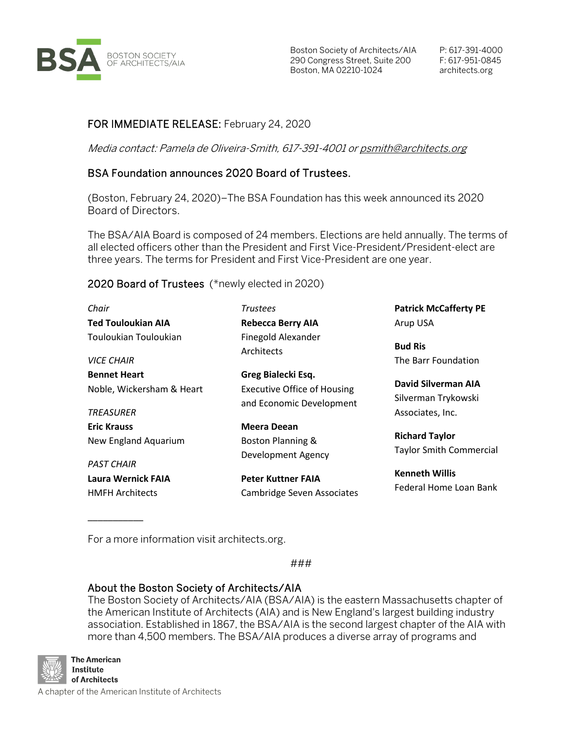Boston Society of Architects/AIA
290 Congress Street, Suite 200
Boston, MA 02210-1024

P: 617-391-4000
F: 617-951-0845
architects.org

**FOR IMMEDIATE RELEASE:** February 24, 2020

*Media contact: Pamela de Oliveira-Smith, 617-391-4001 or psmith@architects.org*

## BSA Foundation announces 2020 Board of Trustees.

(Boston, February 24, 2020)–The BSA Foundation has this week announced its 2020 Board of Directors.

The BSA/AIA Board is composed of 24 members. Elections are held annually. The terms of all elected officers other than the President and First Vice-President/President-elect are three years. The terms for President and First Vice-President are one year.

### 2020 Board of Trustees (*newly elected in 2020)

*Chair*
**Ted Touloukian AIA**
Touloukian Touloukian

*VICE CHAIR*
**Bennet Heart**
Noble, Wickersham & Heart

*TREASURER*
**Eric Krauss**
New England Aquarium

*PAST CHAIR*
**Laura Wernick FAIA**
HMFH Architects

*Trustees*
**Rebecca Berry AIA**
Finegold Alexander Architects

**Greg Bialecki Esq.**
Executive Office of Housing and Economic Development

**Meera Deean**
Boston Planning & Development Agency

**Peter Kuttner FAIA**
Cambridge Seven Associates

**Patrick McCafferty PE**
Arup USA

**Bud Ris**
The Barr Foundation

**David Silverman AIA**
Silverman Trykowski Associates, Inc.

**Richard Taylor**
Taylor Smith Commercial

**Kenneth Willis**
Federal Home Loan Bank

---

For a more information visit architects.org.

###

### About the Boston Society of Architects/AIA

The Boston Society of Architects/AIA (BSA/AIA) is the eastern Massachusetts chapter of the American Institute of Architects (AIA) and is New England's largest building industry association. Established in 1867, the BSA/AIA is the second largest chapter of the AIA with more than 4,500 members. The BSA/AIA produces a diverse array of programs and

The American Institute of Architects
A chapter of the American Institute of Architects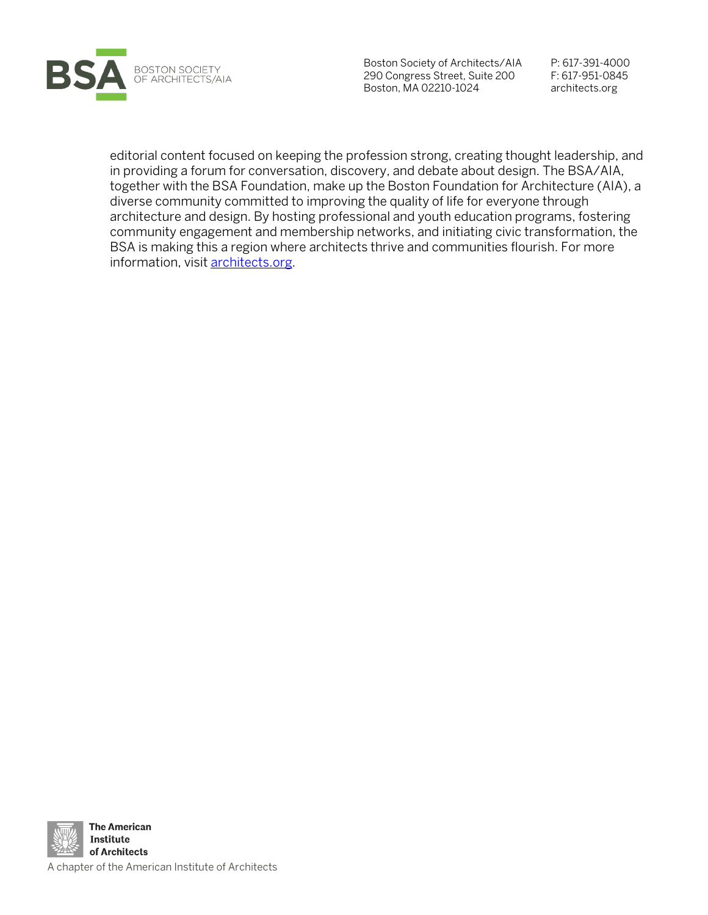editorial content focused on keeping the profession strong, creating thought leadership, and in providing a forum for conversation, discovery, and debate about design. The BSA/AIA, together with the BSA Foundation, make up the Boston Foundation for Architecture (AIA), a diverse community committed to improving the quality of life for everyone through architecture and design. By hosting professional and youth education programs, fostering community engagement and membership networks, and initiating civic transformation, the BSA is making this a region where architects thrive and communities flourish. For more information, visit [architects.org](http://architects.org).